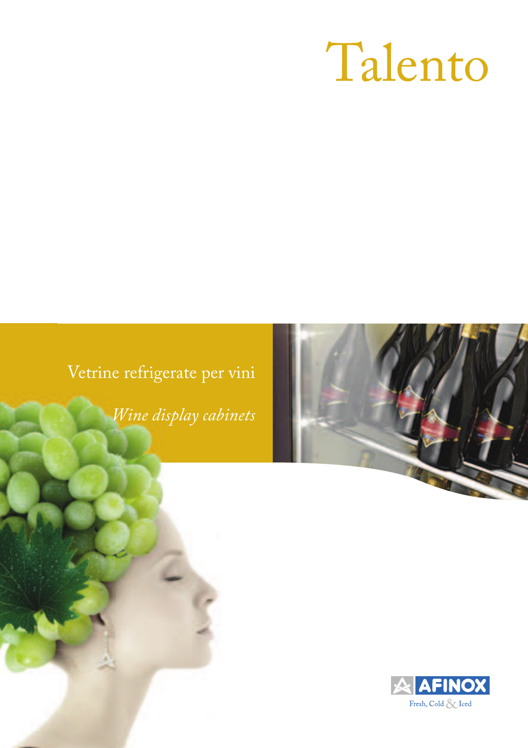# Talento

Vetrine refrigerate per vini

*Wine display cabinets*

AFINOX

Fresh, Cold & Iced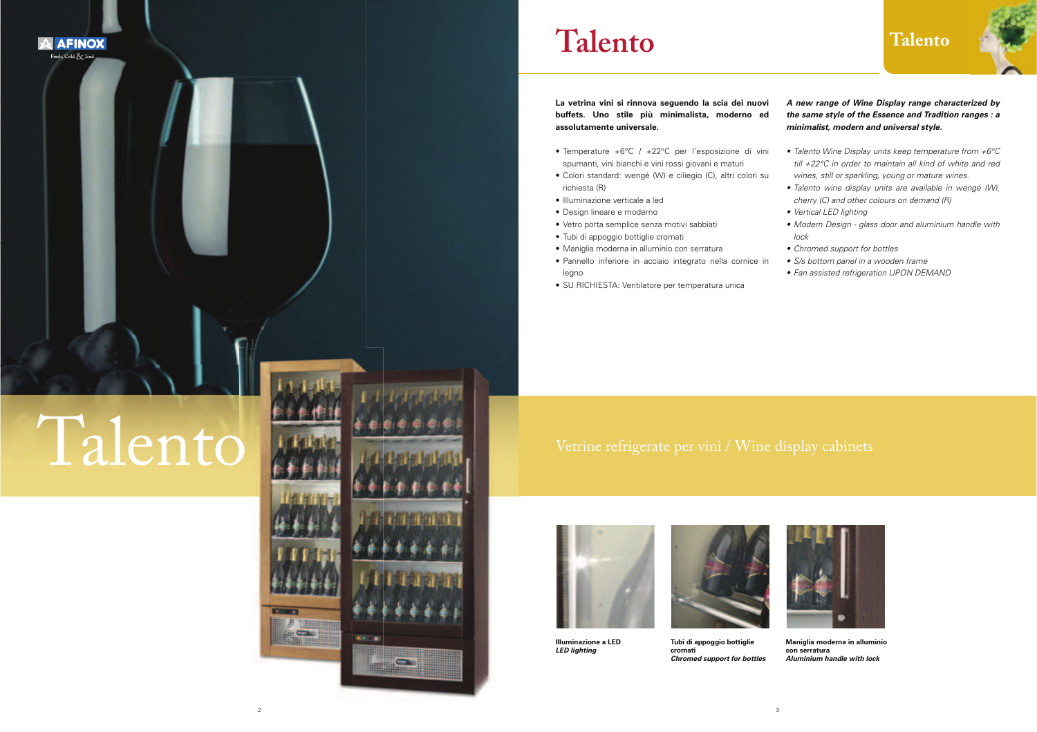# Talento

**La vetrina vini si rinnova seguendo la scia dei nuovi buffets. Uno stile più minimalista, moderno ed assolutamente universale.**

- Temperature +6°C / +22°C per l'esposizione di vini spumanti, vini bianchi e vini rossi giovani e maturi
- Colori standard: wengé (W) e ciliegio (C), altri colori su richiesta (R)
- Illuminazione verticale a led
- Design lineare e moderno
- Vetro porta semplice senza motivi sabbiati
- Tubi di appoggio bottiglie cromati
- Maniglia moderna in alluminio con serratura
- Pannello inferiore in acciaio integrato nella cornice in legno
- SU RICHIESTA: Ventilatore per temperatura unica

***A new range of Wine Display range characterized by the same style of the Essence and Tradition ranges : a minimalist, modern and universal style.***

- *Talento Wine Display units keep temperature from +6°C till +22°C in order to maintain all kind of white and red wines, still or sparkling, young or mature wines.*
- *Talento wine display units are available in wengé (W), cherry (C) and other colours on demand (R)*
- *Vertical LED lighting*
- *Modern Design - glass door and aluminium handle with lock*
- *Chromed support for bottles*
- *S/s bottom panel in a wooden frame*
- *Fan assisted refrigeration UPON DEMAND*

## Talento

Vetrine refrigerate per vini / Wine display cabinets

**Illuminazione a LED**
***LED lighting***

**Tubi di appoggio bottiglie cromati**
***Chromed support for bottles***

**Maniglia moderna in alluminio con serratura**
***Aluminium handle with lock***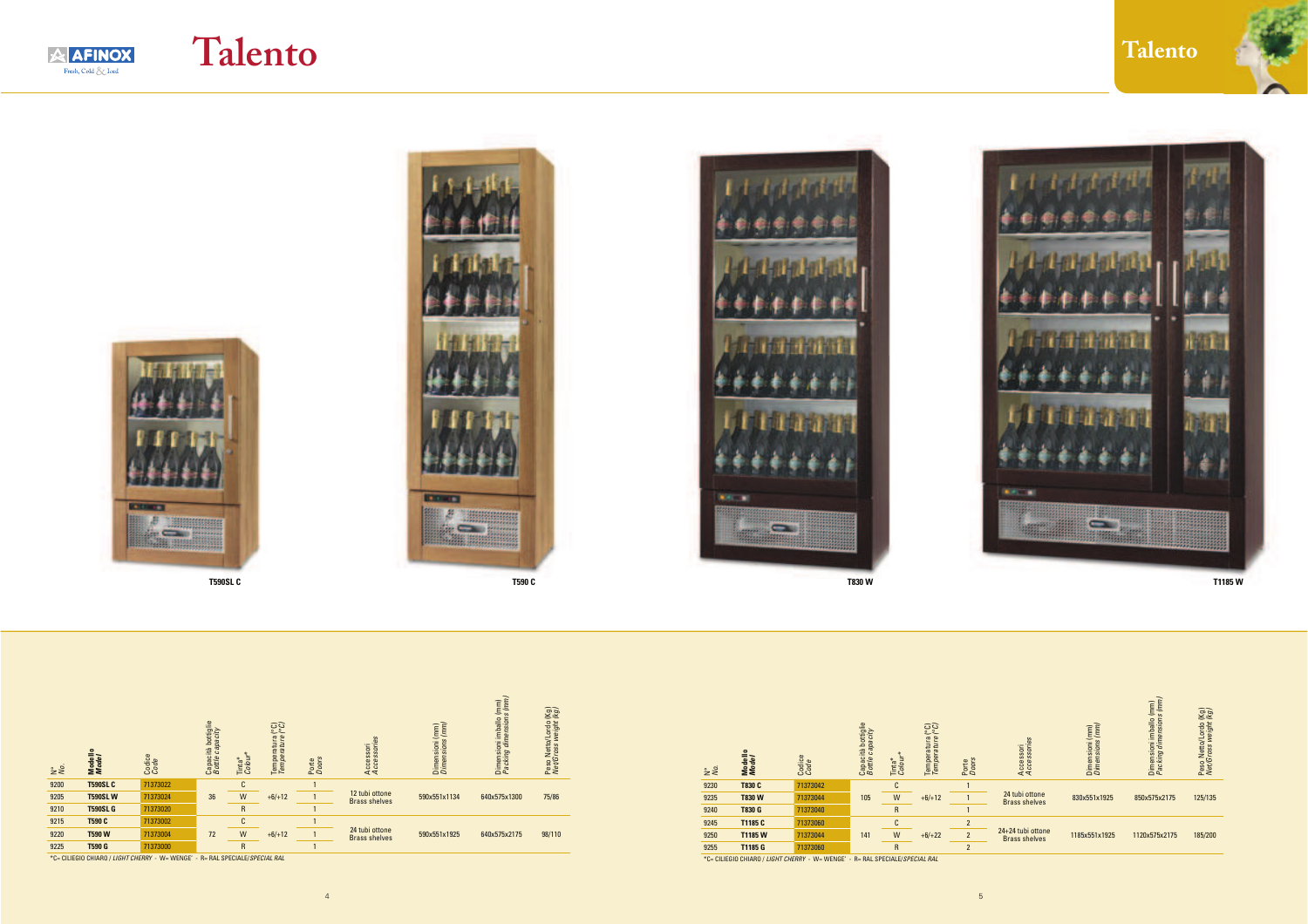# Talento

T590SL C

T590 C

T830 W

T1185 W

| N° *No.* | Modello *Model* | Codice *Code* | Capacità bottiglie *Bottle capacity* | Tinta* *Colour** | Temperatura (°C) *Temperature (°C)* | Porte *Doors* | Accessori *Accessories* | Dimensioni (mm) *Dimensions (mm)* | Dimensioni imballo (mm) *Packing dimensions (mm)* | Peso Netto/Lordo (Kg) *Net/Gross weight (kg)* |
|---|---|---|---|---|---|---|---|---|---|---|
| 9200 | **T590SL C** | 71373022 | 36 | C | +6/+12 | 1 | 12 tubi ottone Brass shelves | 590x551x1134 | 640x575x1300 | 75/86 |
| 9205 | **T590SL W** | 71373024 | | W | | 1 | | | | |
| 9210 | **T590SL G** | 71373020 | | R | | 1 | | | | |
| 9215 | **T590 C** | 71373002 | 72 | C | +6/+12 | 1 | 24 tubi ottone Brass shelves | 590x551x1925 | 640x575x2175 | 98/110 |
| 9220 | **T590 W** | 71373004 | | W | | 1 | | | | |
| 9225 | **T590 G** | 71373000 | | R | | 1 | | | | |

*C= CILIEGIO CHIARO / *LIGHT CHERRY* - W= WENGE' - R= RAL SPECIALE/*SPECIAL RAL*

| N° *No.* | Modello *Model* | Codice *Code* | Capacità bottiglie *Bottle capacity* | Tinta* *Colour** | Temperatura (°C) *Temperature (°C)* | Porte *Doors* | Accessori *Accessories* | Dimensioni (mm) *Dimensions (mm)* | Dimensioni imballo (mm) *Packing dimensions (mm)* | Peso Netto/Lordo (Kg) *Net/Gross weight (kg)* |
|---|---|---|---|---|---|---|---|---|---|---|
| 9230 | **T830 C** | 71373042 | 105 | C | +6/+12 | 1 | 24 tubi ottone Brass shelves | 830x551x1925 | 850x575x2175 | 125/135 |
| 9235 | **T830 W** | 71373044 | | W | | 1 | | | | |
| 9240 | **T830 G** | 71373040 | | R | | 1 | | | | |
| 9245 | **T1185 C** | 71373060 | 141 | C | +6/+22 | 2 | 24+24 tubi ottone Brass shelves | 1185x551x1925 | 1120x575x2175 | 185/200 |
| 9250 | **T1185 W** | 71373044 | | W | | 2 | | | | |
| 9255 | **T1185 G** | 71373060 | | R | | 2 | | | | |

*C= CILIEGIO CHIARO / *LIGHT CHERRY* - W= WENGE' - R= RAL SPECIALE/*SPECIAL RAL*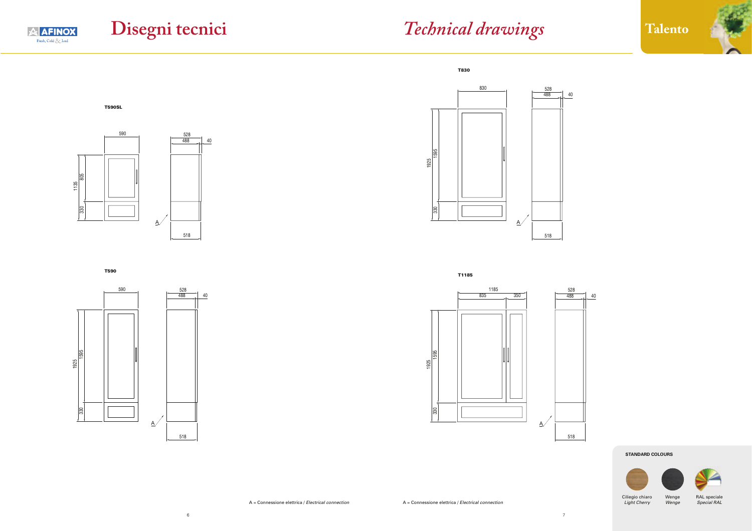# Disegni tecnici

# *Technical drawings*

**Talento**

**T590SL**

590

528
488
40

1135
805
330

A

518

**T590**

590

528
488
40

1925
1595
330

A

518

A = Connessione elettrica / *Electrical connection*

**T830**

830

528
488
40

1925
1595
330

A

518

**T1185**

1185
835
350

528
488
40

1925
1595
330

A

518

A = Connessione elettrica / *Electrical connection*

**STANDARD COLOURS**

| Ciliegio chiaro *Light Cherry* | Wenge *Wenge* | RAL speciale *Special RAL* |
|---|---|---|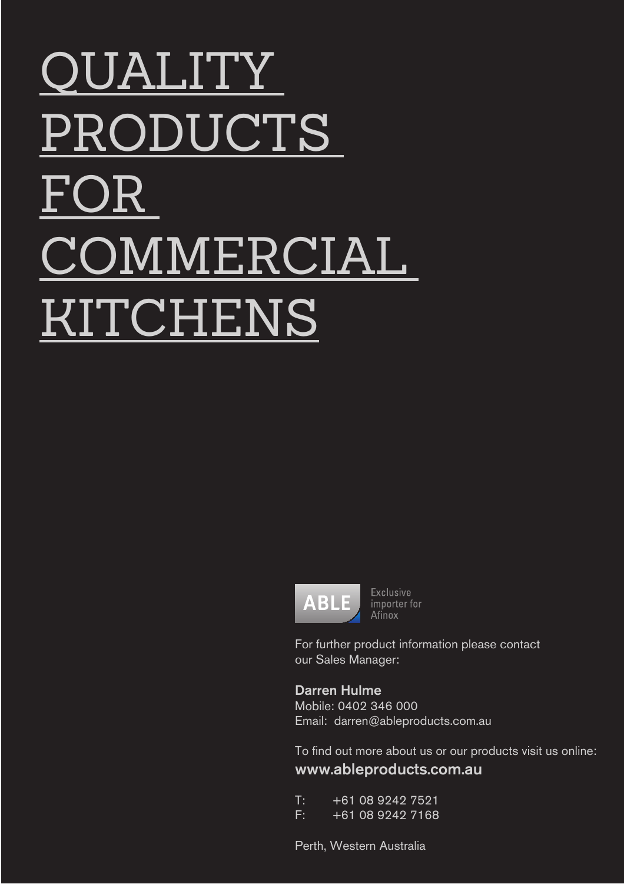# QUALITY PRODUCTS FOR COMMERCIAL KITCHENS

ABLE

Exclusive importer for Afinox

For further product information please contact our Sales Manager:

**Darren Hulme**
Mobile: 0402 346 000
Email: darren@ableproducts.com.au

To find out more about us or our products visit us online:
**www.ableproducts.com.au**

T: +61 08 9242 7521
F: +61 08 9242 7168

Perth, Western Australia